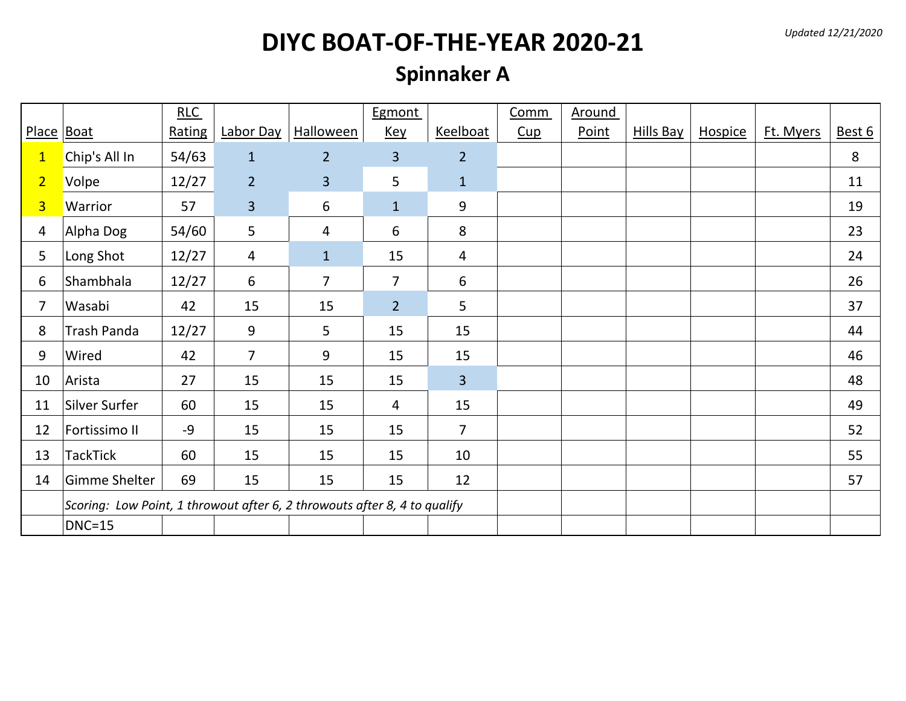*Updated 12/21/2020*

# DIYC BOAT-OF-THE-YEAR 2020-21

## Spinnaker A

| Place | Boat | RLC Rating | Labor Day | Halloween | Egmont Key | Keelboat | Comm Cup | Around Point | Hills Bay | Hospice | Ft. Myers | Best 6 |
|---|---|---|---|---|---|---|---|---|---|---|---|---|
| 1 | Chip's All In | 54/63 | 1 | 2 | 3 | 2 | | | | | | 8 |
| 2 | Volpe | 12/27 | 2 | 3 | 5 | 1 | | | | | | 11 |
| 3 | Warrior | 57 | 3 | 6 | 1 | 9 | | | | | | 19 |
| 4 | Alpha Dog | 54/60 | 5 | 4 | 6 | 8 | | | | | | 23 |
| 5 | Long Shot | 12/27 | 4 | 1 | 15 | 4 | | | | | | 24 |
| 6 | Shambhala | 12/27 | 6 | 7 | 7 | 6 | | | | | | 26 |
| 7 | Wasabi | 42 | 15 | 15 | 2 | 5 | | | | | | 37 |
| 8 | Trash Panda | 12/27 | 9 | 5 | 15 | 15 | | | | | | 44 |
| 9 | Wired | 42 | 7 | 9 | 15 | 15 | | | | | | 46 |
| 10 | Arista | 27 | 15 | 15 | 15 | 3 | | | | | | 48 |
| 11 | Silver Surfer | 60 | 15 | 15 | 4 | 15 | | | | | | 49 |
| 12 | Fortissimo II | -9 | 15 | 15 | 15 | 7 | | | | | | 52 |
| 13 | TackTick | 60 | 15 | 15 | 15 | 10 | | | | | | 55 |
| 14 | Gimme Shelter | 69 | 15 | 15 | 15 | 12 | | | | | | 57 |
| | *Scoring: Low Point, 1 throwout after 6, 2 throwouts after 8, 4 to qualify* | | | | | | | | | | | |
| | DNC=15 | | | | | | | | | | | |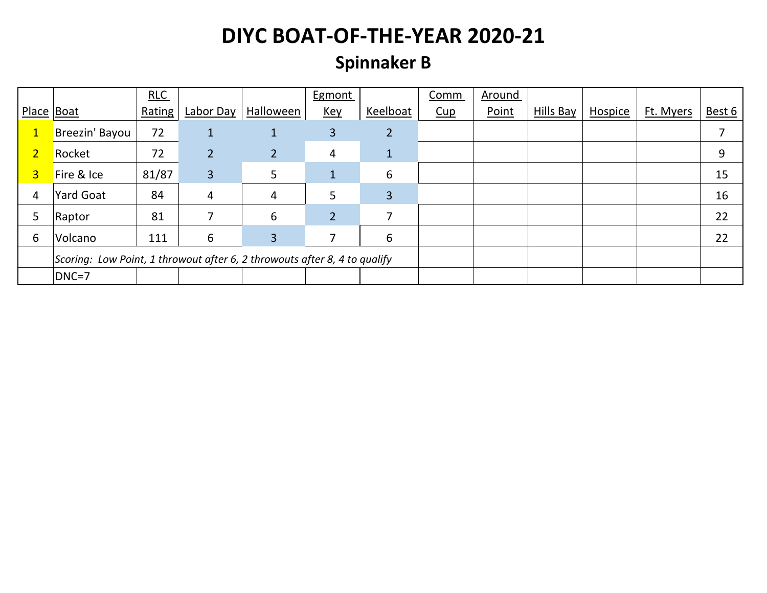# DIYC BOAT-OF-THE-YEAR 2020-21

## Spinnaker B

| Place | Boat | RLC Rating | Labor Day | Halloween | Egmont Key | Keelboat | Comm Cup | Around Point | Hills Bay | Hospice | Ft. Myers | Best 6 |
|---|---|---|---|---|---|---|---|---|---|---|---|---|
| 1 | Breezin' Bayou | 72 | 1 | 1 | 3 | 2 | | | | | | 7 |
| 2 | Rocket | 72 | 2 | 2 | 4 | 1 | | | | | | 9 |
| 3 | Fire & Ice | 81/87 | 3 | 5 | 1 | 6 | | | | | | 15 |
| 4 | Yard Goat | 84 | 4 | 4 | 5 | 3 | | | | | | 16 |
| 5 | Raptor | 81 | 7 | 6 | 2 | 7 | | | | | | 22 |
| 6 | Volcano | 111 | 6 | 3 | 7 | 6 | | | | | | 22 |
| | *Scoring: Low Point, 1 throwout after 6, 2 throwouts after 8, 4 to qualify* | | | | | | | | | | | |
| | DNC=7 | | | | | | | | | | | |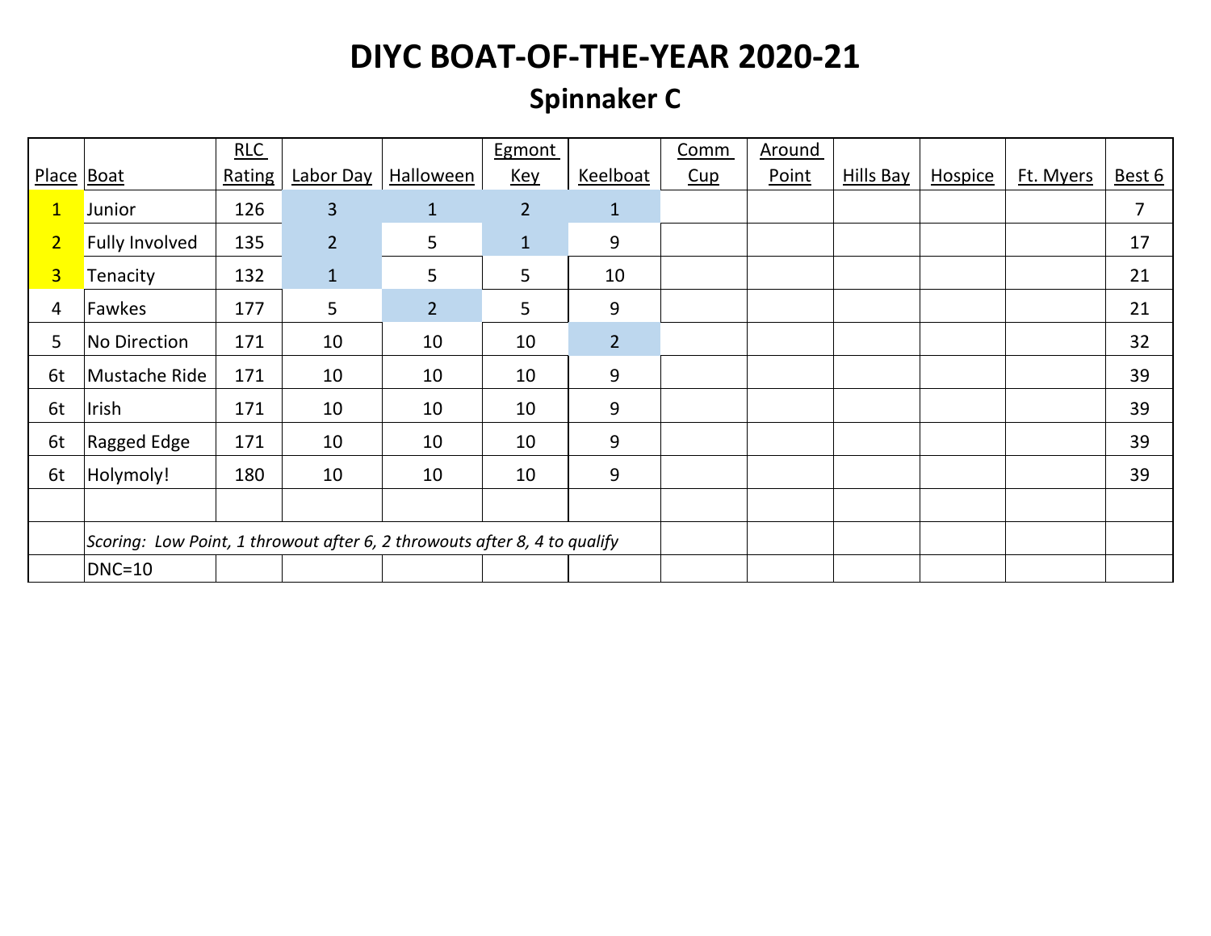# DIYC BOAT-OF-THE-YEAR 2020-21

## Spinnaker C

| Place | Boat | RLC Rating | Labor Day | Halloween | Egmont Key | Keelboat | Comm Cup | Around Point | Hills Bay | Hospice | Ft. Myers | Best 6 |
|---|---|---|---|---|---|---|---|---|---|---|---|---|
| 1 | Junior | 126 | 3 | 1 | 2 | 1 | | | | | | 7 |
| 2 | Fully Involved | 135 | 2 | 5 | 1 | 9 | | | | | | 17 |
| 3 | Tenacity | 132 | 1 | 5 | 5 | 10 | | | | | | 21 |
| 4 | Fawkes | 177 | 5 | 2 | 5 | 9 | | | | | | 21 |
| 5 | No Direction | 171 | 10 | 10 | 10 | 2 | | | | | | 32 |
| 6t | Mustache Ride | 171 | 10 | 10 | 10 | 9 | | | | | | 39 |
| 6t | Irish | 171 | 10 | 10 | 10 | 9 | | | | | | 39 |
| 6t | Ragged Edge | 171 | 10 | 10 | 10 | 9 | | | | | | 39 |
| 6t | Holymoly! | 180 | 10 | 10 | 10 | 9 | | | | | | 39 |

*Scoring: Low Point, 1 throwout after 6, 2 throwouts after 8, 4 to qualify*

DNC=10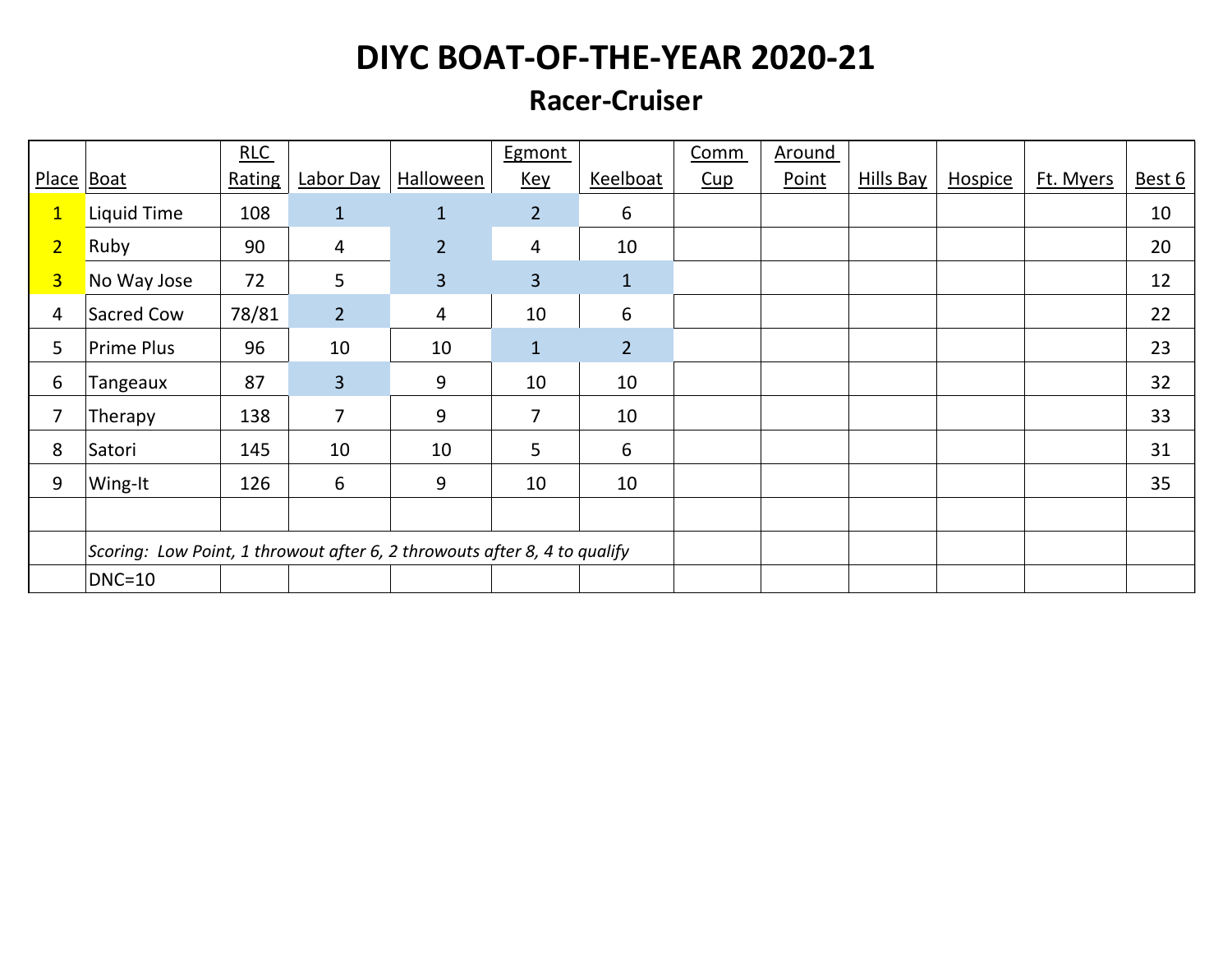# DIYC BOAT-OF-THE-YEAR 2020-21

## Racer-Cruiser

| Place | Boat | RLC Rating | Labor Day | Halloween | Egmont Key | Keelboat | Comm Cup | Around Point | Hills Bay | Hospice | Ft. Myers | Best 6 |
|---|---|---|---|---|---|---|---|---|---|---|---|---|
| 1 | Liquid Time | 108 | 1 | 1 | 2 | 6 | | | | | | 10 |
| 2 | Ruby | 90 | 4 | 2 | 4 | 10 | | | | | | 20 |
| 3 | No Way Jose | 72 | 5 | 3 | 3 | 1 | | | | | | 12 |
| 4 | Sacred Cow | 78/81 | 2 | 4 | 10 | 6 | | | | | | 22 |
| 5 | Prime Plus | 96 | 10 | 10 | 1 | 2 | | | | | | 23 |
| 6 | Tangeaux | 87 | 3 | 9 | 10 | 10 | | | | | | 32 |
| 7 | Therapy | 138 | 7 | 9 | 7 | 10 | | | | | | 33 |
| 8 | Satori | 145 | 10 | 10 | 5 | 6 | | | | | | 31 |
| 9 | Wing-It | 126 | 6 | 9 | 10 | 10 | | | | | | 35 |
| | | | | | | | | | | | | |
| | *Scoring: Low Point, 1 throwout after 6, 2 throwouts after 8, 4 to qualify* | | | | | | | | | | | |
| | DNC=10 | | | | | | | | | | | |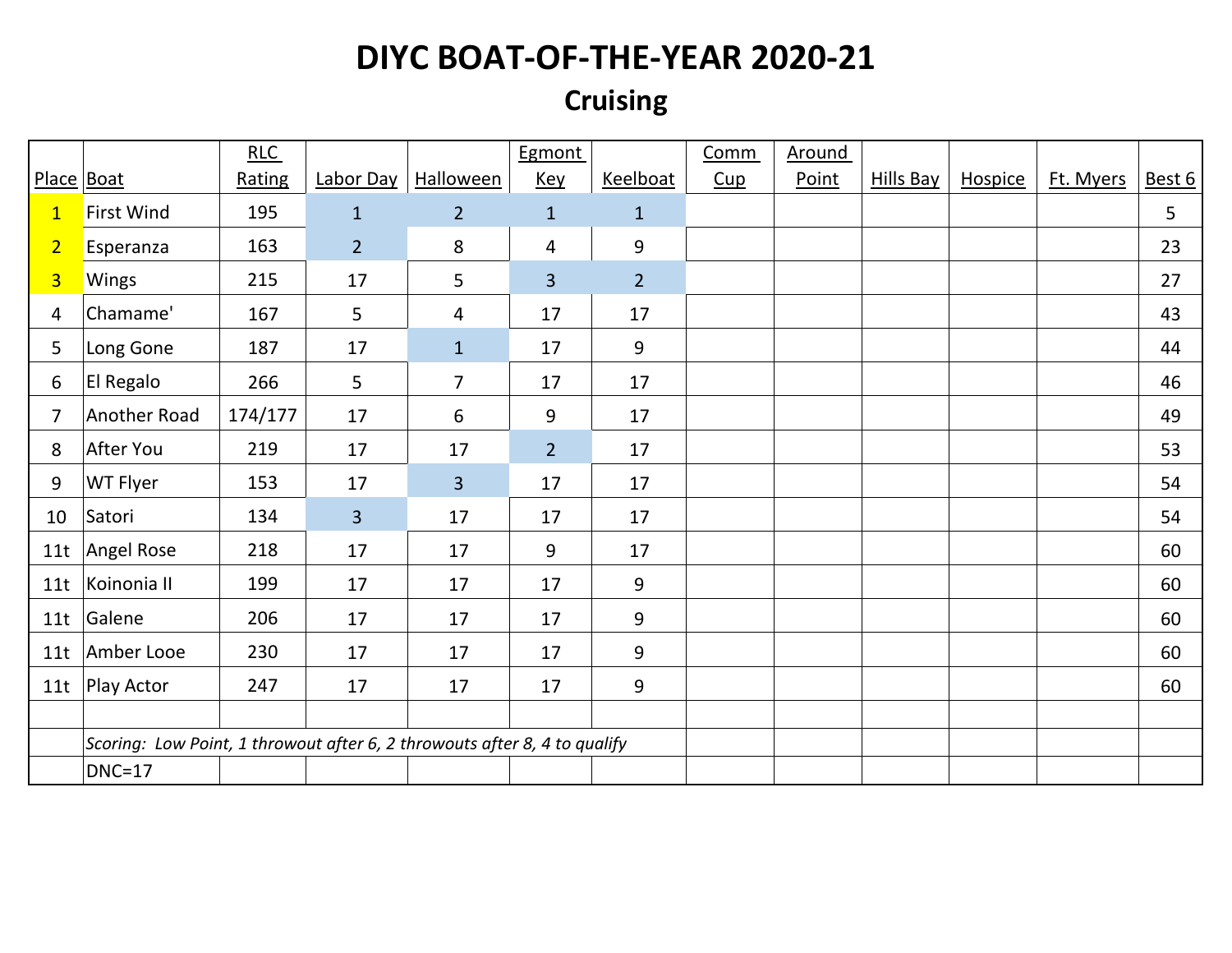# DIYC BOAT-OF-THE-YEAR 2020-21

## Cruising

| Place | Boat | RLC Rating | Labor Day | Halloween | Egmont Key | Keelboat | Comm Cup | Around Point | Hills Bay | Hospice | Ft. Myers | Best 6 |
|---|---|---|---|---|---|---|---|---|---|---|---|---|
| 1 | First Wind | 195 | 1 | 2 | 1 | 1 | | | | | | 5 |
| 2 | Esperanza | 163 | 2 | 8 | 4 | 9 | | | | | | 23 |
| 3 | Wings | 215 | 17 | 5 | 3 | 2 | | | | | | 27 |
| 4 | Chamame' | 167 | 5 | 4 | 17 | 17 | | | | | | 43 |
| 5 | Long Gone | 187 | 17 | 1 | 17 | 9 | | | | | | 44 |
| 6 | El Regalo | 266 | 5 | 7 | 17 | 17 | | | | | | 46 |
| 7 | Another Road | 174/177 | 17 | 6 | 9 | 17 | | | | | | 49 |
| 8 | After You | 219 | 17 | 17 | 2 | 17 | | | | | | 53 |
| 9 | WT Flyer | 153 | 17 | 3 | 17 | 17 | | | | | | 54 |
| 10 | Satori | 134 | 3 | 17 | 17 | 17 | | | | | | 54 |
| 11t | Angel Rose | 218 | 17 | 17 | 9 | 17 | | | | | | 60 |
| 11t | Koinonia II | 199 | 17 | 17 | 17 | 9 | | | | | | 60 |
| 11t | Galene | 206 | 17 | 17 | 17 | 9 | | | | | | 60 |
| 11t | Amber Looe | 230 | 17 | 17 | 17 | 9 | | | | | | 60 |
| 11t | Play Actor | 247 | 17 | 17 | 17 | 9 | | | | | | 60 |

*Scoring: Low Point, 1 throwout after 6, 2 throwouts after 8, 4 to qualify*

DNC=17